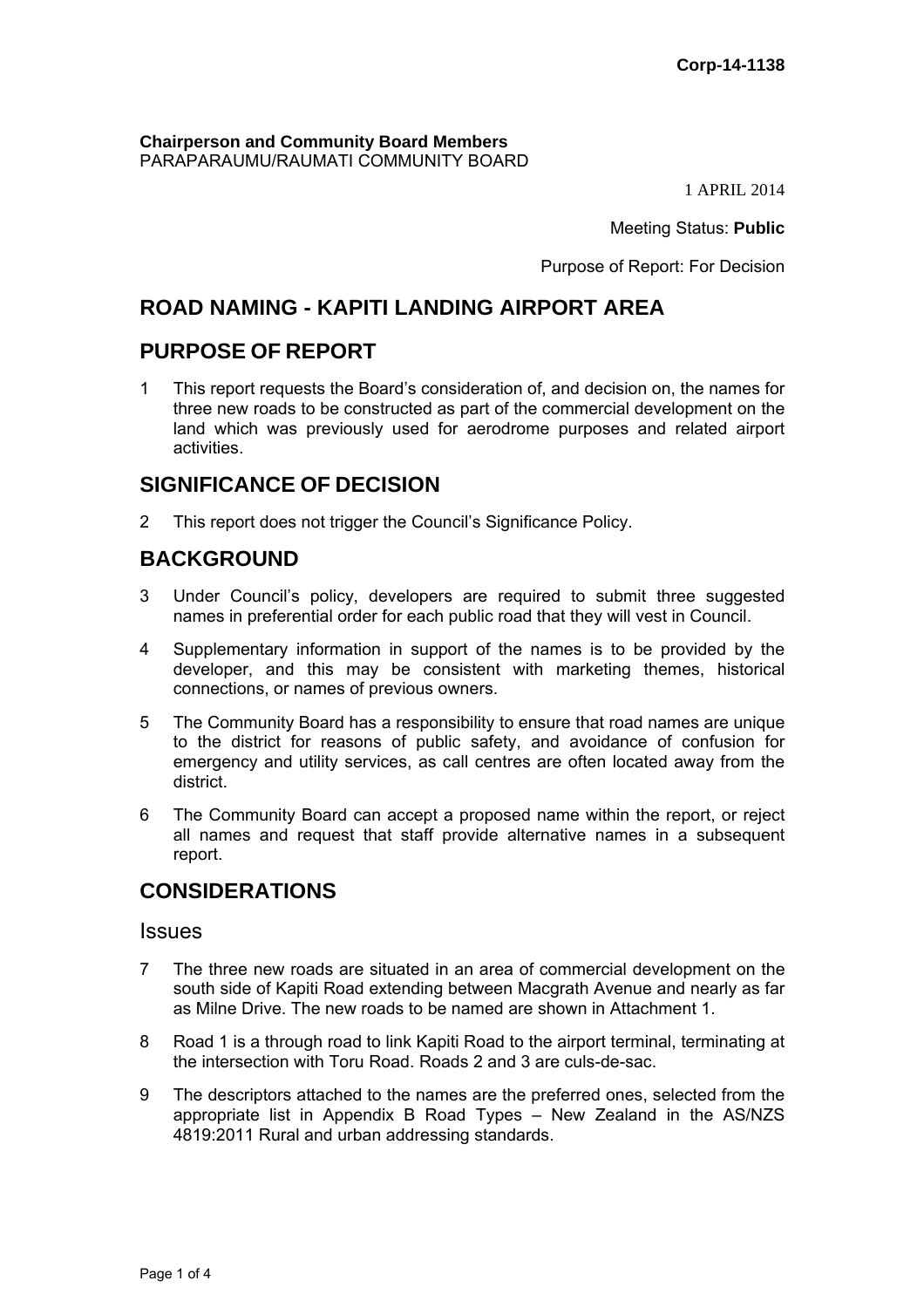**Corp-14-1138**

**Chairperson and Community Board Members**
PARAPARAUMU/RAUMATI COMMUNITY BOARD

1 APRIL 2014

Meeting Status: **Public**

Purpose of Report: For Decision

# ROAD NAMING - KAPITI LANDING AIRPORT AREA

## PURPOSE OF REPORT

1 This report requests the Board's consideration of, and decision on, the names for three new roads to be constructed as part of the commercial development on the land which was previously used for aerodrome purposes and related airport activities.

## SIGNIFICANCE OF DECISION

2 This report does not trigger the Council's Significance Policy.

## BACKGROUND

3 Under Council's policy, developers are required to submit three suggested names in preferential order for each public road that they will vest in Council.

4 Supplementary information in support of the names is to be provided by the developer, and this may be consistent with marketing themes, historical connections, or names of previous owners.

5 The Community Board has a responsibility to ensure that road names are unique to the district for reasons of public safety, and avoidance of confusion for emergency and utility services, as call centres are often located away from the district.

6 The Community Board can accept a proposed name within the report, or reject all names and request that staff provide alternative names in a subsequent report.

## CONSIDERATIONS

### Issues

7 The three new roads are situated in an area of commercial development on the south side of Kapiti Road extending between Macgrath Avenue and nearly as far as Milne Drive. The new roads to be named are shown in Attachment 1.

8 Road 1 is a through road to link Kapiti Road to the airport terminal, terminating at the intersection with Toru Road. Roads 2 and 3 are culs-de-sac.

9 The descriptors attached to the names are the preferred ones, selected from the appropriate list in Appendix B Road Types – New Zealand in the AS/NZS 4819:2011 Rural and urban addressing standards.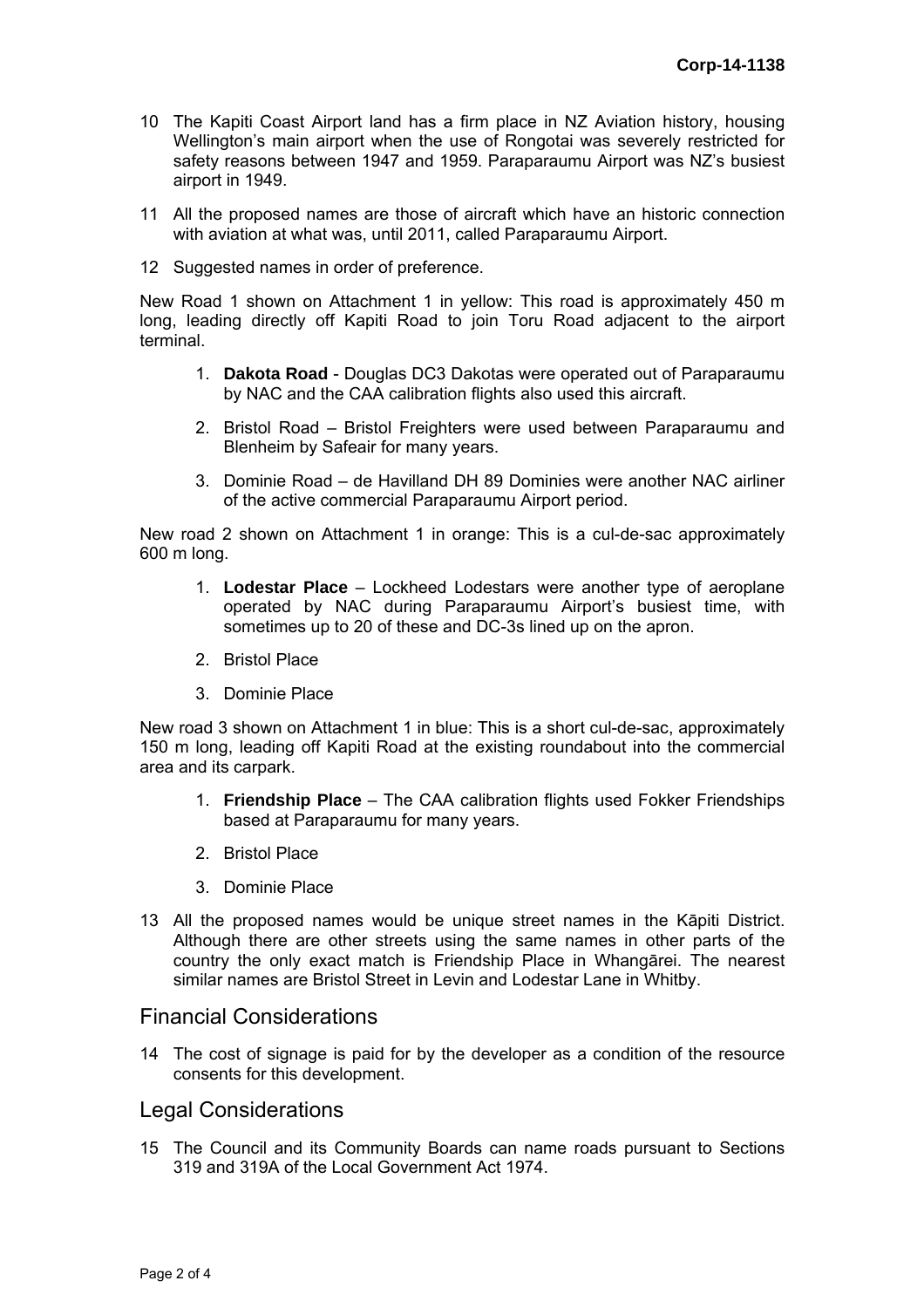10 The Kapiti Coast Airport land has a firm place in NZ Aviation history, housing Wellington's main airport when the use of Rongotai was severely restricted for safety reasons between 1947 and 1959. Paraparaumu Airport was NZ's busiest airport in 1949.

11 All the proposed names are those of aircraft which have an historic connection with aviation at what was, until 2011, called Paraparaumu Airport.

12 Suggested names in order of preference.

New Road 1 shown on Attachment 1 in yellow: This road is approximately 450 m long, leading directly off Kapiti Road to join Toru Road adjacent to the airport terminal.

1. **Dakota Road** - Douglas DC3 Dakotas were operated out of Paraparaumu by NAC and the CAA calibration flights also used this aircraft.
2. Bristol Road – Bristol Freighters were used between Paraparaumu and Blenheim by Safeair for many years.
3. Dominie Road – de Havilland DH 89 Dominies were another NAC airliner of the active commercial Paraparaumu Airport period.

New road 2 shown on Attachment 1 in orange: This is a cul-de-sac approximately 600 m long.

1. **Lodestar Place** – Lockheed Lodestars were another type of aeroplane operated by NAC during Paraparaumu Airport's busiest time, with sometimes up to 20 of these and DC-3s lined up on the apron.
2. Bristol Place
3. Dominie Place

New road 3 shown on Attachment 1 in blue: This is a short cul-de-sac, approximately 150 m long, leading off Kapiti Road at the existing roundabout into the commercial area and its carpark.

1. **Friendship Place** – The CAA calibration flights used Fokker Friendships based at Paraparaumu for many years.
2. Bristol Place
3. Dominie Place

13 All the proposed names would be unique street names in the Kāpiti District. Although there are other streets using the same names in other parts of the country the only exact match is Friendship Place in Whangārei. The nearest similar names are Bristol Street in Levin and Lodestar Lane in Whitby.

## Financial Considerations

14 The cost of signage is paid for by the developer as a condition of the resource consents for this development.

## Legal Considerations

15 The Council and its Community Boards can name roads pursuant to Sections 319 and 319A of the Local Government Act 1974.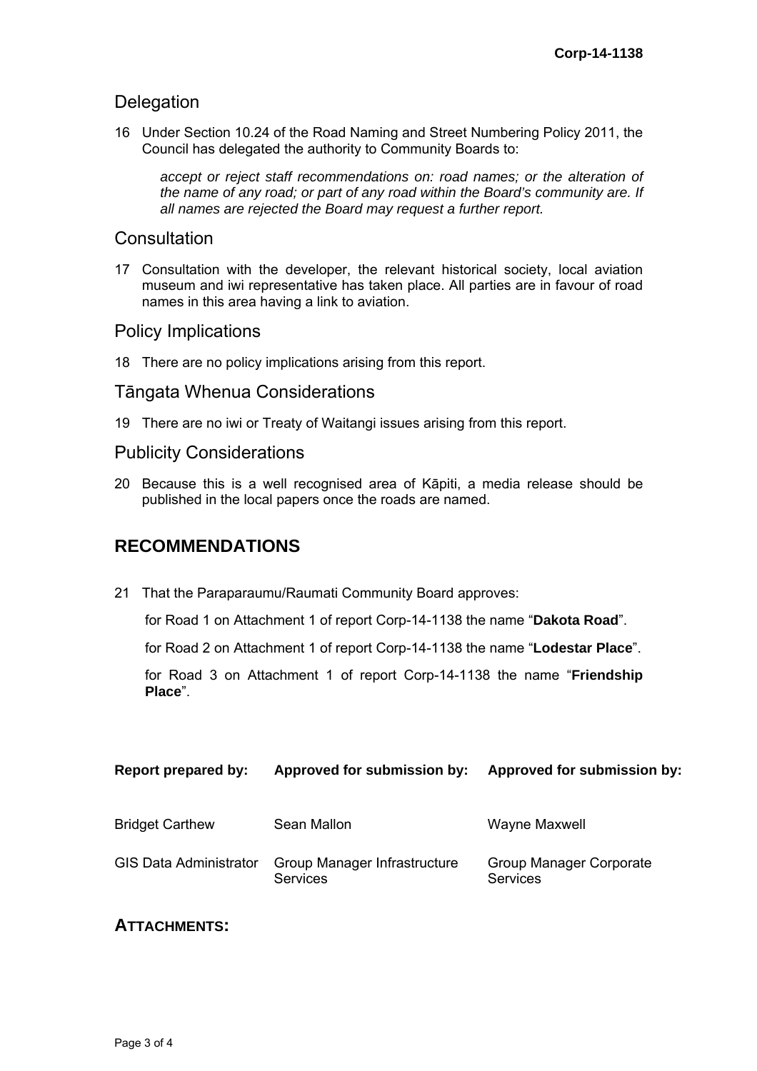## Delegation

16 Under Section 10.24 of the Road Naming and Street Numbering Policy 2011, the Council has delegated the authority to Community Boards to:

> *accept or reject staff recommendations on: road names; or the alteration of the name of any road; or part of any road within the Board's community are. If all names are rejected the Board may request a further report.*

## Consultation

17 Consultation with the developer, the relevant historical society, local aviation museum and iwi representative has taken place. All parties are in favour of road names in this area having a link to aviation.

## Policy Implications

18 There are no policy implications arising from this report.

## Tāngata Whenua Considerations

19 There are no iwi or Treaty of Waitangi issues arising from this report.

## Publicity Considerations

20 Because this is a well recognised area of Kāpiti, a media release should be published in the local papers once the roads are named.

# RECOMMENDATIONS

21 That the Paraparaumu/Raumati Community Board approves:

for Road 1 on Attachment 1 of report Corp-14-1138 the name "**Dakota Road**".

for Road 2 on Attachment 1 of report Corp-14-1138 the name "**Lodestar Place**".

for Road 3 on Attachment 1 of report Corp-14-1138 the name "**Friendship Place**".

| Report prepared by: | Approved for submission by: | Approved for submission by: |
|---|---|---|
| Bridget Carthew | Sean Mallon | Wayne Maxwell |
| GIS Data Administrator | Group Manager Infrastructure Services | Group Manager Corporate Services |

## ATTACHMENTS: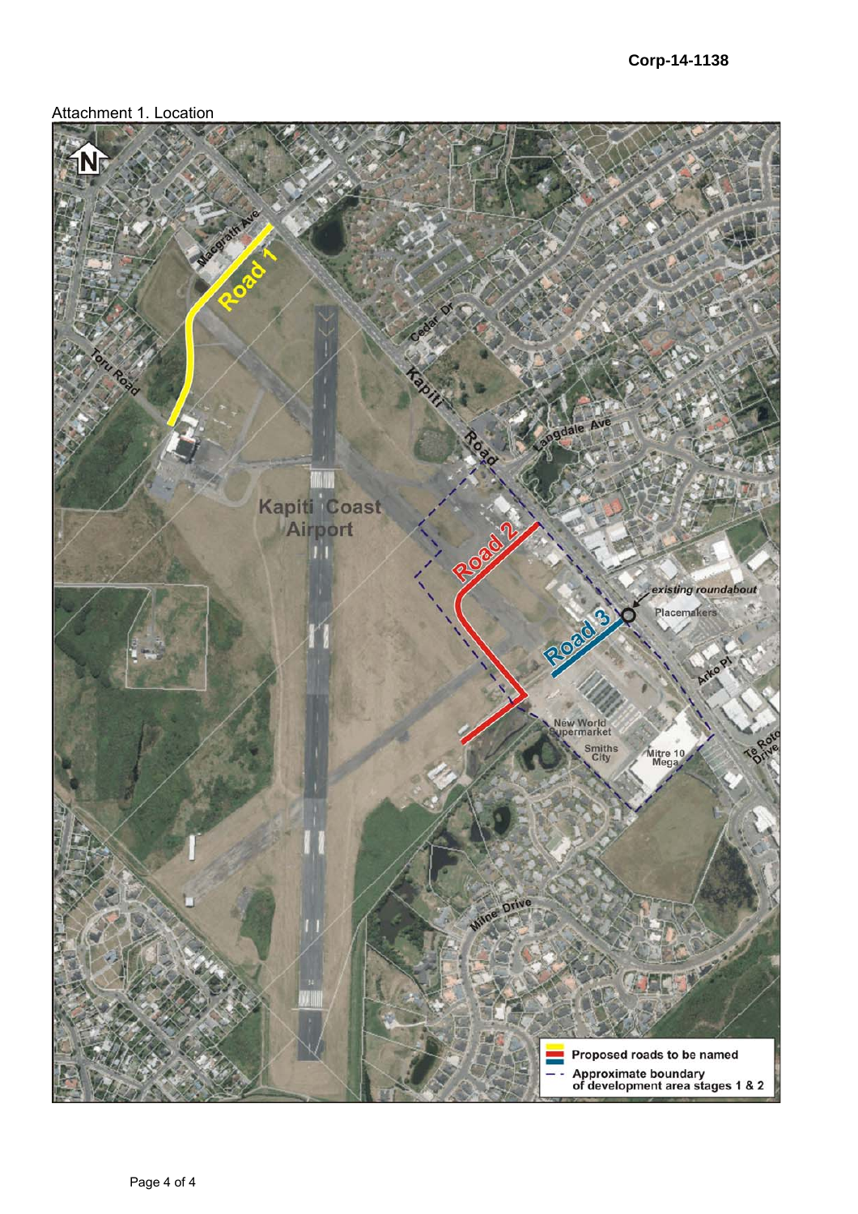Corp-14-1138

Attachment 1. Location

N

Road 1

Road 2

Road 3

Macgrath Ave

Toru Road

Cedar Dr

Kapiti Road

Langdale Ave

Kapiti Coast Airport

existing roundabout

Placemakers

Arko Pl

New World Supermarket

Smiths City

Mitre 10 Mega

Te Roto Drive

Milne Drive

Proposed roads to be named

Approximate boundary of development area stages 1 & 2